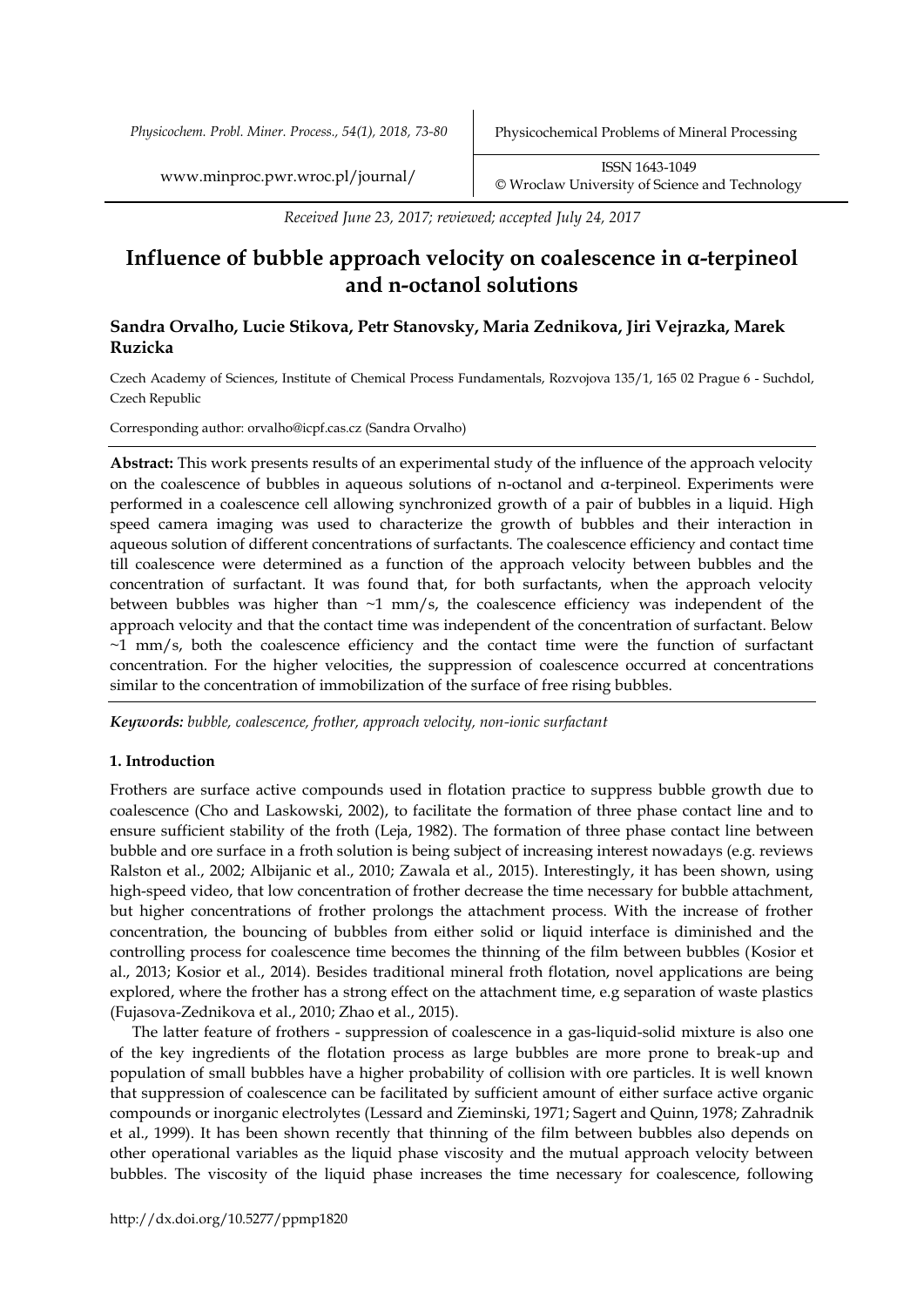Received June 23, 2017; reviewed; accepted July 24, 2017

# Influence of bubble approach velocity on coalescence in α-terpineol and n-octanol solutions

**Sandra Orvalho, Lucie Stikova, Petr Stanovsky, Maria Zednikova, Jiri Vejrazka, Marek Ruzicka**

Czech Academy of Sciences, Institute of Chemical Process Fundamentals, Rozvojova 135/1, 165 02 Prague 6 - Suchdol, Czech Republic

Corresponding author: orvalho@icpf.cas.cz (Sandra Orvalho)

**Abstract:** This work presents results of an experimental study of the influence of the approach velocity on the coalescence of bubbles in aqueous solutions of n-octanol and α-terpineol. Experiments were performed in a coalescence cell allowing synchronized growth of a pair of bubbles in a liquid. High speed camera imaging was used to characterize the growth of bubbles and their interaction in aqueous solution of different concentrations of surfactants. The coalescence efficiency and contact time till coalescence were determined as a function of the approach velocity between bubbles and the concentration of surfactant. It was found that, for both surfactants, when the approach velocity between bubbles was higher than ~1 mm/s, the coalescence efficiency was independent of the approach velocity and that the contact time was independent of the concentration of surfactant. Below ~1 mm/s, both the coalescence efficiency and the contact time were the function of surfactant concentration. For the higher velocities, the suppression of coalescence occurred at concentrations similar to the concentration of immobilization of the surface of free rising bubbles.

***Keywords:*** *bubble, coalescence, frother, approach velocity, non-ionic surfactant*

## 1. Introduction

Frothers are surface active compounds used in flotation practice to suppress bubble growth due to coalescence (Cho and Laskowski, 2002), to facilitate the formation of three phase contact line and to ensure sufficient stability of the froth (Leja, 1982). The formation of three phase contact line between bubble and ore surface in a froth solution is being subject of increasing interest nowadays (e.g. reviews Ralston et al., 2002; Albijanic et al., 2010; Zawala et al., 2015). Interestingly, it has been shown, using high-speed video, that low concentration of frother decrease the time necessary for bubble attachment, but higher concentrations of frother prolongs the attachment process. With the increase of frother concentration, the bouncing of bubbles from either solid or liquid interface is diminished and the controlling process for coalescence time becomes the thinning of the film between bubbles (Kosior et al., 2013; Kosior et al., 2014). Besides traditional mineral froth flotation, novel applications are being explored, where the frother has a strong effect on the attachment time, e.g separation of waste plastics (Fujasova-Zednikova et al., 2010; Zhao et al., 2015).

The latter feature of frothers - suppression of coalescence in a gas-liquid-solid mixture is also one of the key ingredients of the flotation process as large bubbles are more prone to break-up and population of small bubbles have a higher probability of collision with ore particles. It is well known that suppression of coalescence can be facilitated by sufficient amount of either surface active organic compounds or inorganic electrolytes (Lessard and Zieminski, 1971; Sagert and Quinn, 1978; Zahradnik et al., 1999). It has been shown recently that thinning of the film between bubbles also depends on other operational variables as the liquid phase viscosity and the mutual approach velocity between bubbles. The viscosity of the liquid phase increases the time necessary for coalescence, following

http://dx.doi.org/10.5277/ppmp1820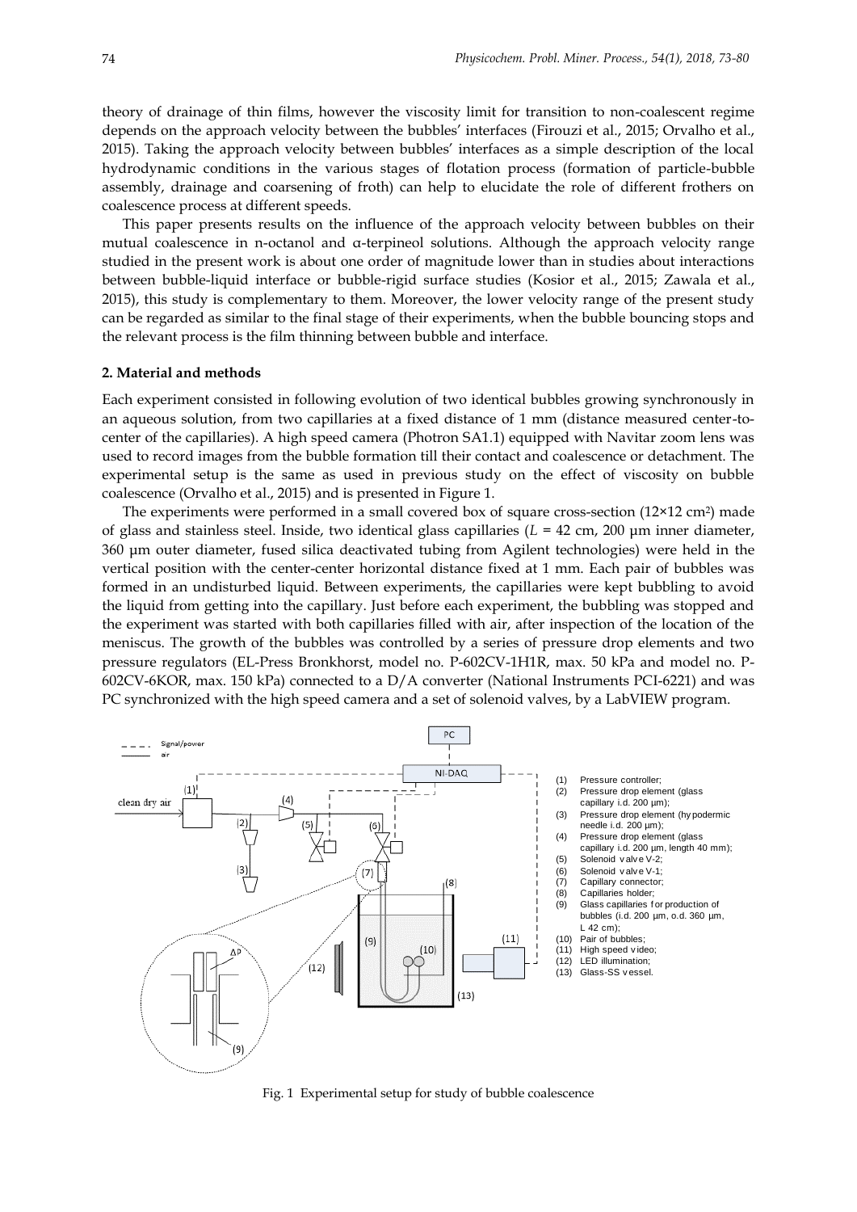theory of drainage of thin films, however the viscosity limit for transition to non-coalescent regime depends on the approach velocity between the bubbles' interfaces (Firouzi et al., 2015; Orvalho et al., 2015). Taking the approach velocity between bubbles' interfaces as a simple description of the local hydrodynamic conditions in the various stages of flotation process (formation of particle-bubble assembly, drainage and coarsening of froth) can help to elucidate the role of different frothers on coalescence process at different speeds.

This paper presents results on the influence of the approach velocity between bubbles on their mutual coalescence in n-octanol and α-terpineol solutions. Although the approach velocity range studied in the present work is about one order of magnitude lower than in studies about interactions between bubble-liquid interface or bubble-rigid surface studies (Kosior et al., 2015; Zawala et al., 2015), this study is complementary to them. Moreover, the lower velocity range of the present study can be regarded as similar to the final stage of their experiments, when the bubble bouncing stops and the relevant process is the film thinning between bubble and interface.

## 2. Material and methods

Each experiment consisted in following evolution of two identical bubbles growing synchronously in an aqueous solution, from two capillaries at a fixed distance of 1 mm (distance measured center-to-center of the capillaries). A high speed camera (Photron SA1.1) equipped with Navitar zoom lens was used to record images from the bubble formation till their contact and coalescence or detachment. The experimental setup is the same as used in previous study on the effect of viscosity on bubble coalescence (Orvalho et al., 2015) and is presented in Figure 1.

The experiments were performed in a small covered box of square cross-section (12×12 $cm^2$) made of glass and stainless steel. Inside, two identical glass capillaries ($L$ = 42 cm, 200 μm inner diameter, 360 μm outer diameter, fused silica deactivated tubing from Agilent technologies) were held in the vertical position with the center-center horizontal distance fixed at 1 mm. Each pair of bubbles was formed in an undisturbed liquid. Between experiments, the capillaries were kept bubbling to avoid the liquid from getting into the capillary. Just before each experiment, the bubbling was stopped and the experiment was started with both capillaries filled with air, after inspection of the location of the meniscus. The growth of the bubbles was controlled by a series of pressure drop elements and two pressure regulators (EL-Press Bronkhorst, model no. P-602CV-1H1R, max. 50 kPa and model no. P-602CV-6KOR, max. 150 kPa) connected to a D/A converter (National Instruments PCI-6221) and was PC synchronized with the high speed camera and a set of solenoid valves, by a LabVIEW program.

Fig. 1 Experimental setup for study of bubble coalescence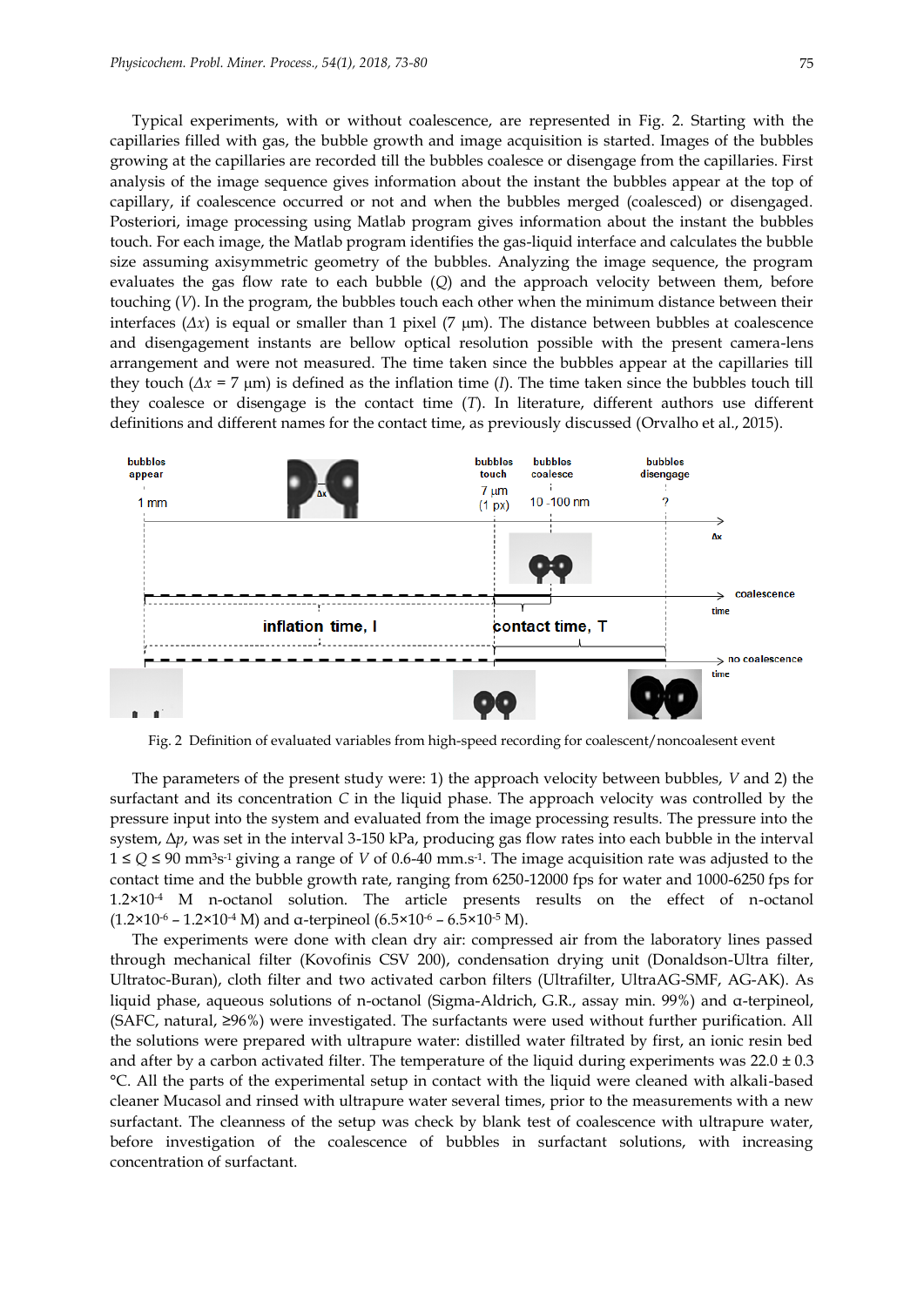Typical experiments, with or without coalescence, are represented in Fig. 2. Starting with the capillaries filled with gas, the bubble growth and image acquisition is started. Images of the bubbles growing at the capillaries are recorded till the bubbles coalesce or disengage from the capillaries. First analysis of the image sequence gives information about the instant the bubbles appear at the top of capillary, if coalescence occurred or not and when the bubbles merged (coalesced) or disengaged. Posteriori, image processing using Matlab program gives information about the instant the bubbles touch. For each image, the Matlab program identifies the gas-liquid interface and calculates the bubble size assuming axisymmetric geometry of the bubbles. Analyzing the image sequence, the program evaluates the gas flow rate to each bubble ($Q$) and the approach velocity between them, before touching ($V$). In the program, the bubbles touch each other when the minimum distance between their interfaces ($\Delta x$) is equal or smaller than 1 pixel (7 μm). The distance between bubbles at coalescence and disengagement instants are bellow optical resolution possible with the present camera-lens arrangement and were not measured. The time taken since the bubbles appear at the capillaries till they touch ($\Delta x$ = 7 μm) is defined as the inflation time ($I$). The time taken since the bubbles touch till they coalesce or disengage is the contact time ($T$). In literature, different authors use different definitions and different names for the contact time, as previously discussed (Orvalho et al., 2015).

Fig. 2 Definition of evaluated variables from high-speed recording for coalescent/noncoalesent event

The parameters of the present study were: 1) the approach velocity between bubbles, $V$ and 2) the surfactant and its concentration $C$ in the liquid phase. The approach velocity was controlled by the pressure input into the system and evaluated from the image processing results. The pressure into the system, $\Delta p$, was set in the interval 3-150 kPa, producing gas flow rates into each bubble in the interval $1 \leq Q \leq 90$ mm$^3$s$^{-1}$ giving a range of $V$ of 0.6-40 mm.s$^{-1}$. The image acquisition rate was adjusted to the contact time and the bubble growth rate, ranging from 6250-12000 fps for water and 1000-6250 fps for $1.2\times10^{-4}$ M n-octanol solution. The article presents results on the effect of n-octanol ($1.2\times10^{-6}$ – $1.2\times10^{-4}$ M) and α-terpineol ($6.5\times10^{-6}$ – $6.5\times10^{-5}$ M).

The experiments were done with clean dry air: compressed air from the laboratory lines passed through mechanical filter (Kovofinis CSV 200), condensation drying unit (Donaldson-Ultra filter, Ultratoc-Buran), cloth filter and two activated carbon filters (Ultrafilter, UltraAG-SMF, AG-AK). As liquid phase, aqueous solutions of n-octanol (Sigma-Aldrich, G.R., assay min. 99%) and α-terpineol, (SAFC, natural, ≥96%) were investigated. The surfactants were used without further purification. All the solutions were prepared with ultrapure water: distilled water filtrated by first, an ionic resin bed and after by a carbon activated filter. The temperature of the liquid during experiments was 22.0 ± 0.3 °C. All the parts of the experimental setup in contact with the liquid were cleaned with alkali-based cleaner Mucasol and rinsed with ultrapure water several times, prior to the measurements with a new surfactant. The cleanness of the setup was check by blank test of coalescence with ultrapure water, before investigation of the coalescence of bubbles in surfactant solutions, with increasing concentration of surfactant.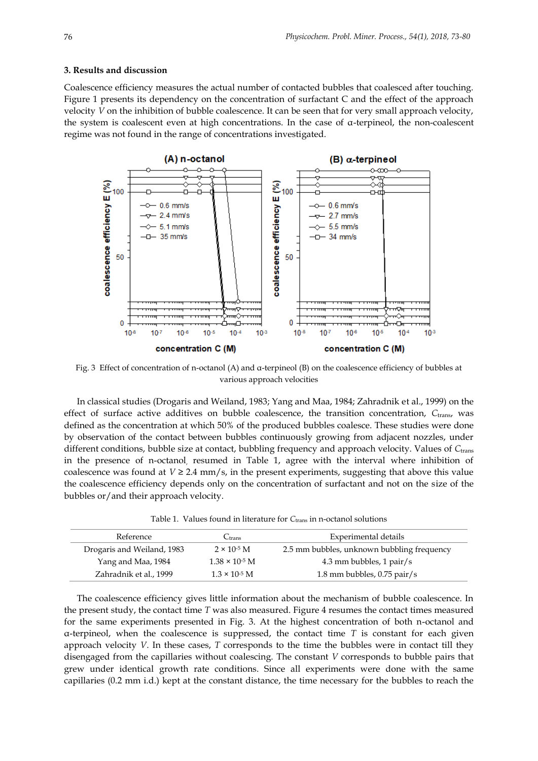### 3. Results and discussion

Coalescence efficiency measures the actual number of contacted bubbles that coalesced after touching. Figure 1 presents its dependency on the concentration of surfactant C and the effect of the approach velocity $V$ on the inhibition of bubble coalescence. It can be seen that for very small approach velocity, the system is coalescent even at high concentrations. In the case of α-terpineol, the non-coalescent regime was not found in the range of concentrations investigated.

Fig. 3 Effect of concentration of n-octanol (A) and α-terpineol (B) on the coalescence efficiency of bubbles at various approach velocities

In classical studies (Drogaris and Weiland, 1983; Yang and Maa, 1984; Zahradnik et al., 1999) on the effect of surface active additives on bubble coalescence, the transition concentration, $C_{trans}$, was defined as the concentration at which 50% of the produced bubbles coalesce. These studies were done by observation of the contact between bubbles continuously growing from adjacent nozzles, under different conditions, bubble size at contact, bubbling frequency and approach velocity. Values of $C_{trans}$ in the presence of n-octanol, resumed in Table 1, agree with the interval where inhibition of coalescence was found at $V \geq 2.4$ mm/s, in the present experiments, suggesting that above this value the coalescence efficiency depends only on the concentration of surfactant and not on the size of the bubbles or/and their approach velocity.

Table 1. Values found in literature for $C_{trans}$ in n-octanol solutions

| Reference | $C_{trans}$ | Experimental details |
|---|---|---|
| Drogaris and Weiland, 1983 | $2 \times 10^{-5}$ M | 2.5 mm bubbles, unknown bubbling frequency |
| Yang and Maa, 1984 | $1.38 \times 10^{-5}$ M | 4.3 mm bubbles, 1 pair/s |
| Zahradnik et al., 1999 | $1.3 \times 10^{-5}$ M | 1.8 mm bubbles, 0.75 pair/s |

The coalescence efficiency gives little information about the mechanism of bubble coalescence. In the present study, the contact time $T$ was also measured. Figure 4 resumes the contact times measured for the same experiments presented in Fig. 3. At the highest concentration of both n-octanol and α-terpineol, when the coalescence is suppressed, the contact time $T$ is constant for each given approach velocity $V$. In these cases, $T$ corresponds to the time the bubbles were in contact till they disengaged from the capillaries without coalescing. The constant $V$ corresponds to bubble pairs that grew under identical growth rate conditions. Since all experiments were done with the same capillaries (0.2 mm i.d.) kept at the constant distance, the time necessary for the bubbles to reach the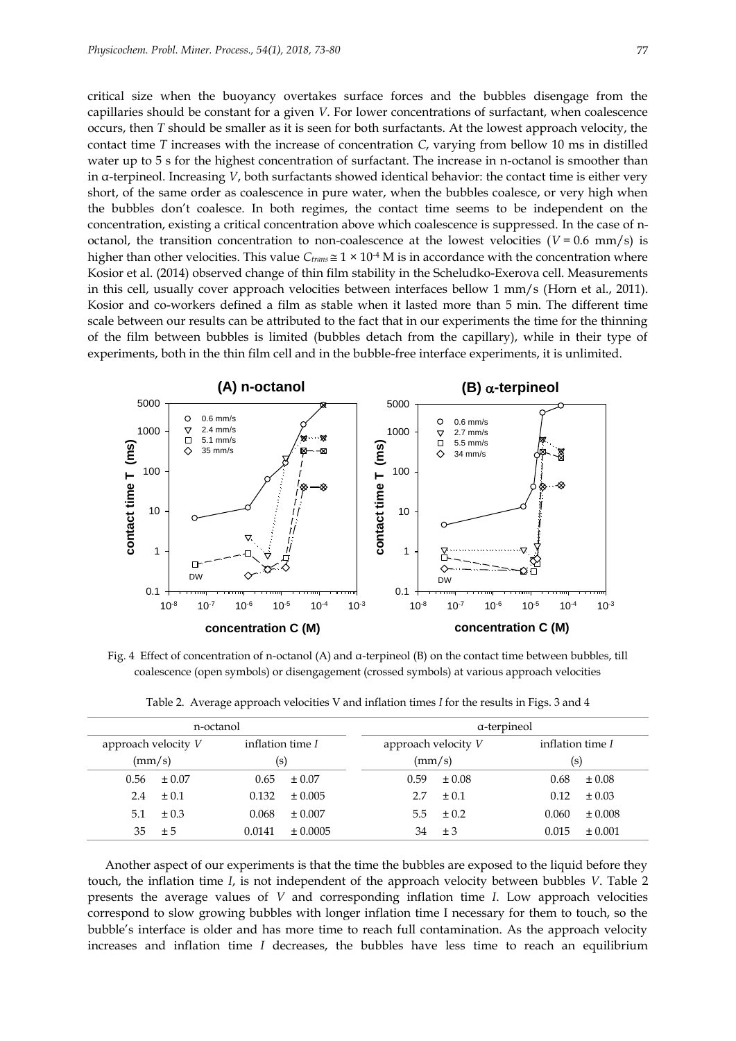critical size when the buoyancy overtakes surface forces and the bubbles disengage from the capillaries should be constant for a given $V$. For lower concentrations of surfactant, when coalescence occurs, then $T$ should be smaller as it is seen for both surfactants. At the lowest approach velocity, the contact time $T$ increases with the increase of concentration $C$, varying from bellow 10 ms in distilled water up to 5 s for the highest concentration of surfactant. The increase in n-octanol is smoother than in α-terpineol. Increasing $V$, both surfactants showed identical behavior: the contact time is either very short, of the same order as coalescence in pure water, when the bubbles coalesce, or very high when the bubbles don't coalesce. In both regimes, the contact time seems to be independent on the concentration, existing a critical concentration above which coalescence is suppressed. In the case of n-octanol, the transition concentration to non-coalescence at the lowest velocities ($V$ = 0.6 mm/s) is higher than other velocities. This value $C_{trans} \cong 1 \times 10^{-4}$ M is in accordance with the concentration where Kosior et al. (2014) observed change of thin film stability in the Scheludko-Exerova cell. Measurements in this cell, usually cover approach velocities between interfaces bellow 1 mm/s (Horn et al., 2011). Kosior and co-workers defined a film as stable when it lasted more than 5 min. The different time scale between our results can be attributed to the fact that in our experiments the time for the thinning of the film between bubbles is limited (bubbles detach from the capillary), while in their type of experiments, both in the thin film cell and in the bubble-free interface experiments, it is unlimited.

Fig. 4 Effect of concentration of n-octanol (A) and α-terpineol (B) on the contact time between bubbles, till coalescence (open symbols) or disengagement (crossed symbols) at various approach velocities

Table 2. Average approach velocities V and inflation times $I$ for the results in Figs. 3 and 4

| n-octanol | | α-terpineol | |
|---|---|---|---|
| approach velocity $V$ (mm/s) | inflation time $I$ (s) | approach velocity $V$ (mm/s) | inflation time $I$ (s) |
| 0.56 ± 0.07 | 0.65 ± 0.07 | 0.59 ± 0.08 | 0.68 ± 0.08 |
| 2.4 ± 0.1 | 0.132 ± 0.005 | 2.7 ± 0.1 | 0.12 ± 0.03 |
| 5.1 ± 0.3 | 0.068 ± 0.007 | 5.5 ± 0.2 | 0.060 ± 0.008 |
| 35 ± 5 | 0.0141 ± 0.0005 | 34 ± 3 | 0.015 ± 0.001 |

Another aspect of our experiments is that the time the bubbles are exposed to the liquid before they touch, the inflation time $I$, is not independent of the approach velocity between bubbles $V$. Table 2 presents the average values of $V$ and corresponding inflation time $I$. Low approach velocities correspond to slow growing bubbles with longer inflation time I necessary for them to touch, so the bubble's interface is older and has more time to reach full contamination. As the approach velocity increases and inflation time $I$ decreases, the bubbles have less time to reach an equilibrium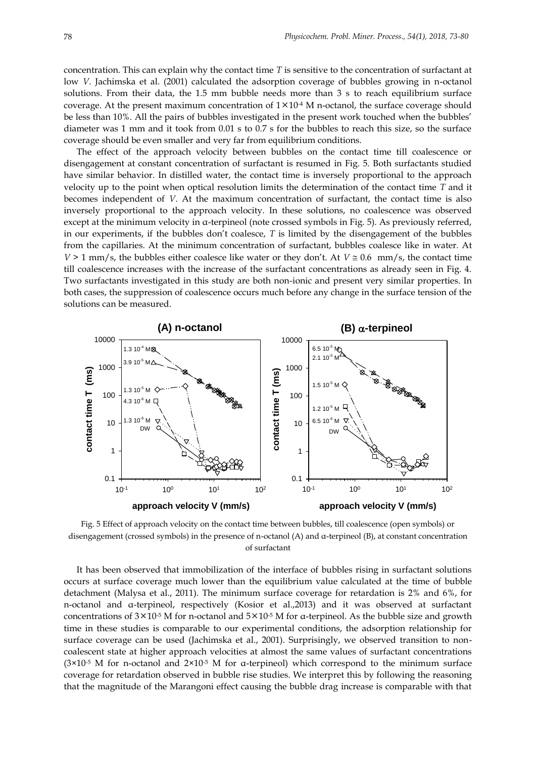concentration. This can explain why the contact time $T$ is sensitive to the concentration of surfactant at low $V$. Jachimska et al. (2001) calculated the adsorption coverage of bubbles growing in n-octanol solutions. From their data, the 1.5 mm bubble needs more than 3 s to reach equilibrium surface coverage. At the present maximum concentration of $1\times10^{-4}$ M n-octanol, the surface coverage should be less than 10%. All the pairs of bubbles investigated in the present work touched when the bubbles' diameter was 1 mm and it took from 0.01 s to 0.7 s for the bubbles to reach this size, so the surface coverage should be even smaller and very far from equilibrium conditions.

The effect of the approach velocity between bubbles on the contact time till coalescence or disengagement at constant concentration of surfactant is resumed in Fig. 5. Both surfactants studied have similar behavior. In distilled water, the contact time is inversely proportional to the approach velocity up to the point when optical resolution limits the determination of the contact time $T$ and it becomes independent of $V$. At the maximum concentration of surfactant, the contact time is also inversely proportional to the approach velocity. In these solutions, no coalescence was observed except at the minimum velocity in α-terpineol (note crossed symbols in Fig. 5). As previously referred, in our experiments, if the bubbles don't coalesce, $T$ is limited by the disengagement of the bubbles from the capillaries. At the minimum concentration of surfactant, bubbles coalesce like in water. At $V > 1$ mm/s, the bubbles either coalesce like water or they don't. At $V \cong 0.6$ mm/s, the contact time till coalescence increases with the increase of the surfactant concentrations as already seen in Fig. 4. Two surfactants investigated in this study are both non-ionic and present very similar properties. In both cases, the suppression of coalescence occurs much before any change in the surface tension of the solutions can be measured.

Fig. 5 Effect of approach velocity on the contact time between bubbles, till coalescence (open symbols) or disengagement (crossed symbols) in the presence of n-octanol (A) and α-terpineol (B), at constant concentration of surfactant

It has been observed that immobilization of the interface of bubbles rising in surfactant solutions occurs at surface coverage much lower than the equilibrium value calculated at the time of bubble detachment (Malysa et al., 2011). The minimum surface coverage for retardation is 2% and 6%, for n-octanol and α-terpineol, respectively (Kosior et al.,2013) and it was observed at surfactant concentrations of $3\times10^{-5}$ M for n-octanol and $5\times10^{-5}$ M for α-terpineol. As the bubble size and growth time in these studies is comparable to our experimental conditions, the adsorption relationship for surface coverage can be used (Jachimska et al., 2001). Surprisingly, we observed transition to non-coalescent state at higher approach velocities at almost the same values of surfactant concentrations ($3\times10^{-5}$ M for n-octanol and $2\times10^{-5}$ M for α-terpineol) which correspond to the minimum surface coverage for retardation observed in bubble rise studies. We interpret this by following the reasoning that the magnitude of the Marangoni effect causing the bubble drag increase is comparable with that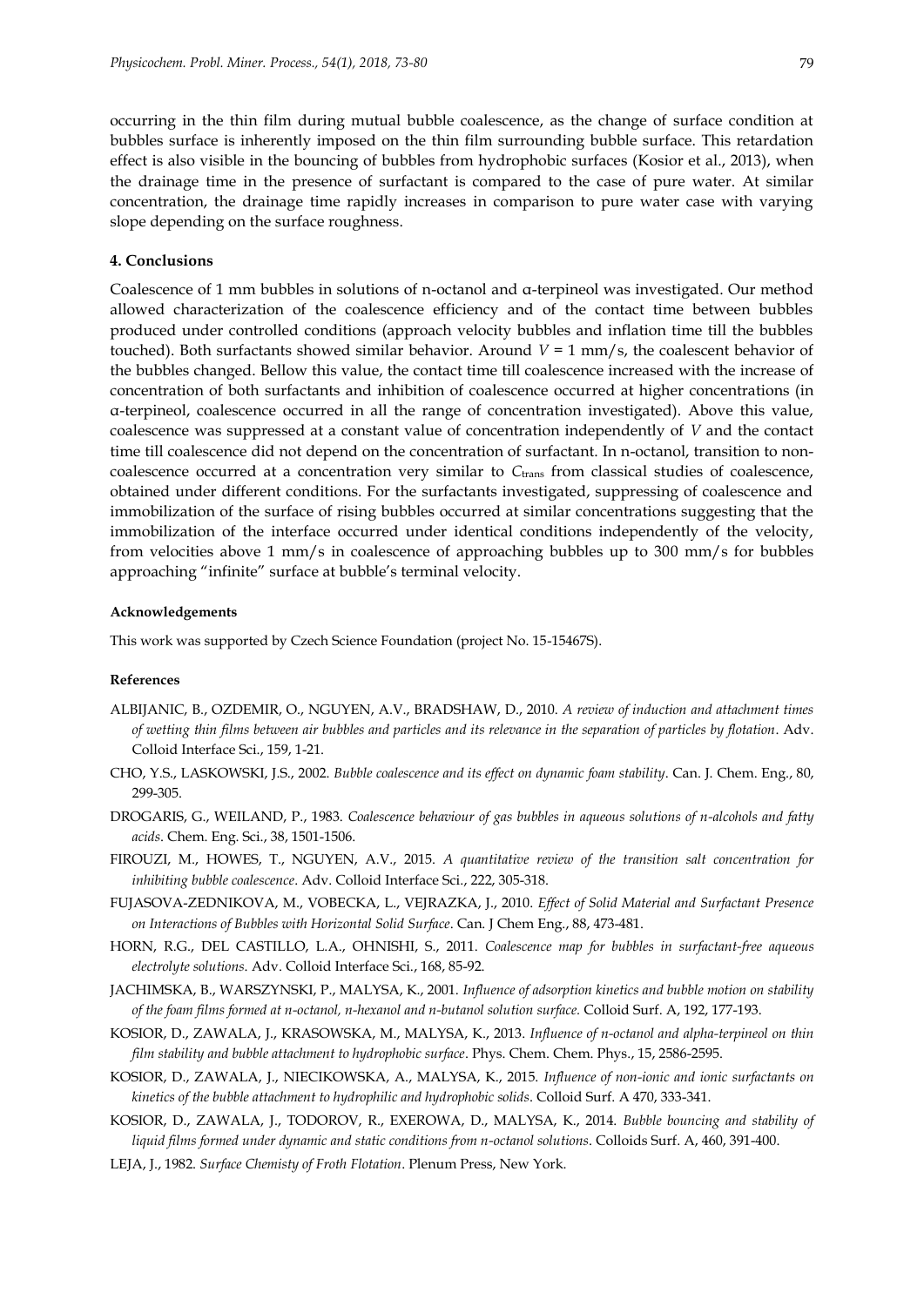occurring in the thin film during mutual bubble coalescence, as the change of surface condition at bubbles surface is inherently imposed on the thin film surrounding bubble surface. This retardation effect is also visible in the bouncing of bubbles from hydrophobic surfaces (Kosior et al., 2013), when the drainage time in the presence of surfactant is compared to the case of pure water. At similar concentration, the drainage time rapidly increases in comparison to pure water case with varying slope depending on the surface roughness.

## 4. Conclusions

Coalescence of 1 mm bubbles in solutions of n-octanol and α-terpineol was investigated. Our method allowed characterization of the coalescence efficiency and of the contact time between bubbles produced under controlled conditions (approach velocity bubbles and inflation time till the bubbles touched). Both surfactants showed similar behavior. Around $V = 1$ mm/s, the coalescent behavior of the bubbles changed. Bellow this value, the contact time till coalescence increased with the increase of concentration of both surfactants and inhibition of coalescence occurred at higher concentrations (in α-terpineol, coalescence occurred in all the range of concentration investigated). Above this value, coalescence was suppressed at a constant value of concentration independently of $V$ and the contact time till coalescence did not depend on the concentration of surfactant. In n-octanol, transition to non-coalescence occurred at a concentration very similar to $C_{trans}$ from classical studies of coalescence, obtained under different conditions. For the surfactants investigated, suppressing of coalescence and immobilization of the surface of rising bubbles occurred at similar concentrations suggesting that the immobilization of the interface occurred under identical conditions independently of the velocity, from velocities above 1 mm/s in coalescence of approaching bubbles up to 300 mm/s for bubbles approaching "infinite" surface at bubble's terminal velocity.

#### Acknowledgements

This work was supported by Czech Science Foundation (project No. 15-15467S).

#### References

ALBIJANIC, B., OZDEMIR, O., NGUYEN, A.V., BRADSHAW, D., 2010. *A review of induction and attachment times of wetting thin films between air bubbles and particles and its relevance in the separation of particles by flotation*. Adv. Colloid Interface Sci., 159, 1-21.

CHO, Y.S., LASKOWSKI, J.S., 2002. *Bubble coalescence and its effect on dynamic foam stability*. Can. J. Chem. Eng., 80, 299-305.

DROGARIS, G., WEILAND, P., 1983. *Coalescence behaviour of gas bubbles in aqueous solutions of n-alcohols and fatty acids*. Chem. Eng. Sci., 38, 1501-1506.

FIROUZI, M., HOWES, T., NGUYEN, A.V., 2015. *A quantitative review of the transition salt concentration for inhibiting bubble coalescence*. Adv. Colloid Interface Sci., 222, 305-318.

FUJASOVA-ZEDNIKOVA, M., VOBECKA, L., VEJRAZKA, J., 2010. *Effect of Solid Material and Surfactant Presence on Interactions of Bubbles with Horizontal Solid Surface*. Can. J Chem Eng., 88, 473-481.

HORN, R.G., DEL CASTILLO, L.A., OHNISHI, S., 2011. *Coalescence map for bubbles in surfactant-free aqueous electrolyte solutions.* Adv. Colloid Interface Sci., 168, 85-92.

JACHIMSKA, B., WARSZYNSKI, P., MALYSA, K., 2001. *Influence of adsorption kinetics and bubble motion on stability of the foam films formed at n-octanol, n-hexanol and n-butanol solution surface.* Colloid Surf. A, 192, 177-193.

KOSIOR, D., ZAWALA, J., KRASOWSKA, M., MALYSA, K., 2013. *Influence of n-octanol and alpha-terpineol on thin film stability and bubble attachment to hydrophobic surface*. Phys. Chem. Chem. Phys., 15, 2586-2595.

KOSIOR, D., ZAWALA, J., NIECIKOWSKA, A., MALYSA, K., 2015. *Influence of non-ionic and ionic surfactants on kinetics of the bubble attachment to hydrophilic and hydrophobic solids*. Colloid Surf. A 470, 333-341.

KOSIOR, D., ZAWALA, J., TODOROV, R., EXEROWA, D., MALYSA, K., 2014. *Bubble bouncing and stability of liquid films formed under dynamic and static conditions from n-octanol solutions*. Colloids Surf. A, 460, 391-400.

LEJA, J., 1982. *Surface Chemisty of Froth Flotation*. Plenum Press, New York.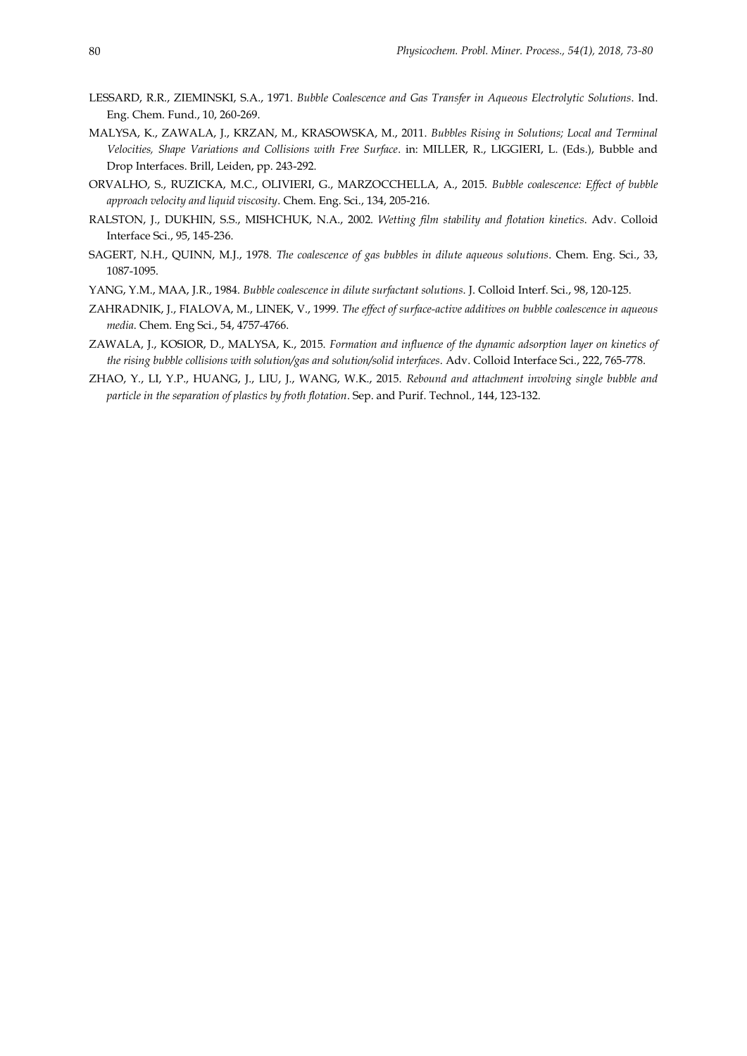LESSARD, R.R., ZIEMINSKI, S.A., 1971. *Bubble Coalescence and Gas Transfer in Aqueous Electrolytic Solutions*. Ind. Eng. Chem. Fund., 10, 260-269.

MALYSA, K., ZAWALA, J., KRZAN, M., KRASOWSKA, M., 2011. *Bubbles Rising in Solutions; Local and Terminal Velocities, Shape Variations and Collisions with Free Surface*. in: MILLER, R., LIGGIERI, L. (Eds.), Bubble and Drop Interfaces. Brill, Leiden, pp. 243-292.

ORVALHO, S., RUZICKA, M.C., OLIVIERI, G., MARZOCCHELLA, A., 2015. *Bubble coalescence: Effect of bubble approach velocity and liquid viscosity*. Chem. Eng. Sci., 134, 205-216.

RALSTON, J., DUKHIN, S.S., MISHCHUK, N.A., 2002. *Wetting film stability and flotation kinetics*. Adv. Colloid Interface Sci., 95, 145-236.

SAGERT, N.H., QUINN, M.J., 1978. *The coalescence of gas bubbles in dilute aqueous solutions*. Chem. Eng. Sci., 33, 1087-1095.

YANG, Y.M., MAA, J.R., 1984. *Bubble coalescence in dilute surfactant solutions*. J. Colloid Interf. Sci., 98, 120-125.

ZAHRADNIK, J., FIALOVA, M., LINEK, V., 1999. *The effect of surface-active additives on bubble coalescence in aqueous media*. Chem. Eng Sci., 54, 4757-4766.

ZAWALA, J., KOSIOR, D., MALYSA, K., 2015. *Formation and influence of the dynamic adsorption layer on kinetics of the rising bubble collisions with solution/gas and solution/solid interfaces*. Adv. Colloid Interface Sci., 222, 765-778.

ZHAO, Y., LI, Y.P., HUANG, J., LIU, J., WANG, W.K., 2015. *Rebound and attachment involving single bubble and particle in the separation of plastics by froth flotation*. Sep. and Purif. Technol., 144, 123-132.